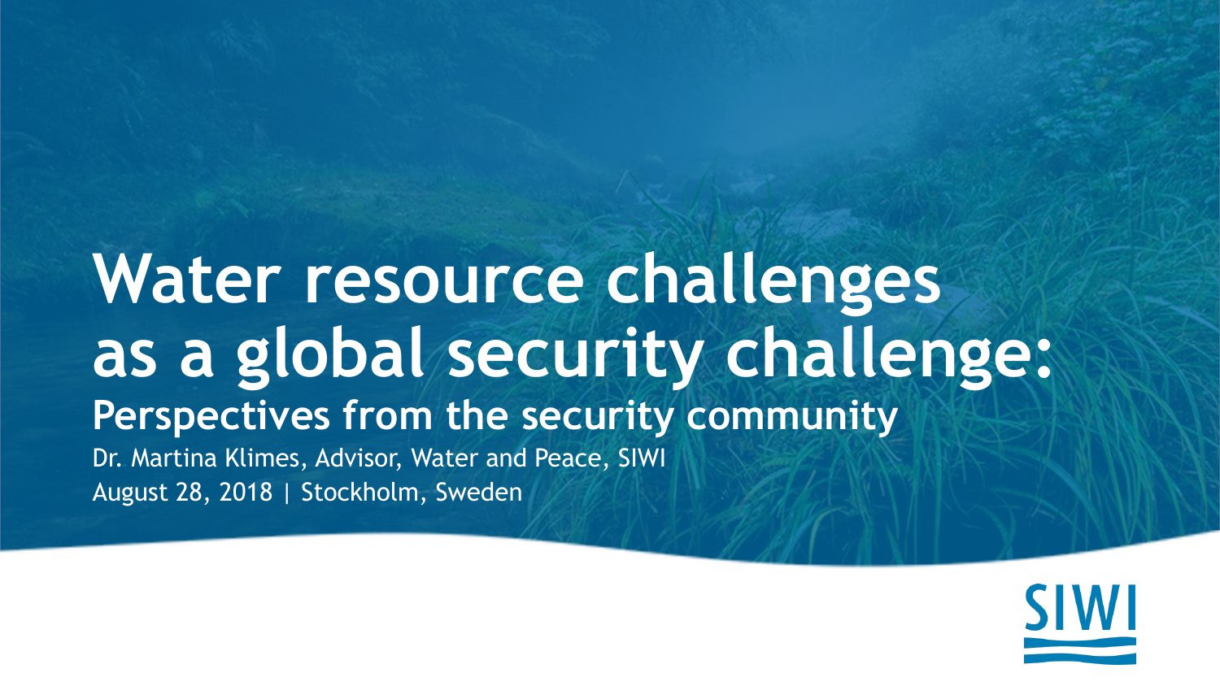# Water resource challenges as a global security challenge:

## Perspectives from the security community

Dr. Martina Klimes, Advisor, Water and Peace, SIWI

August 28, 2018 | Stockholm, Sweden

SIWI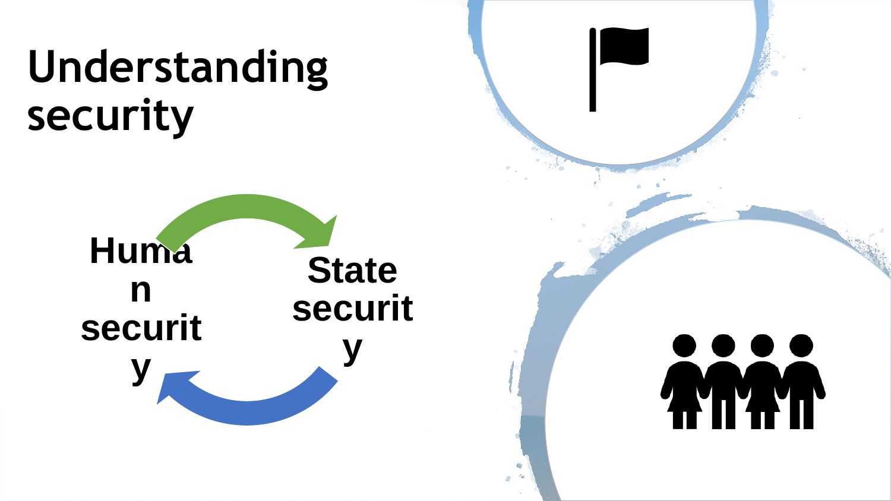# Understanding security

Human security

State security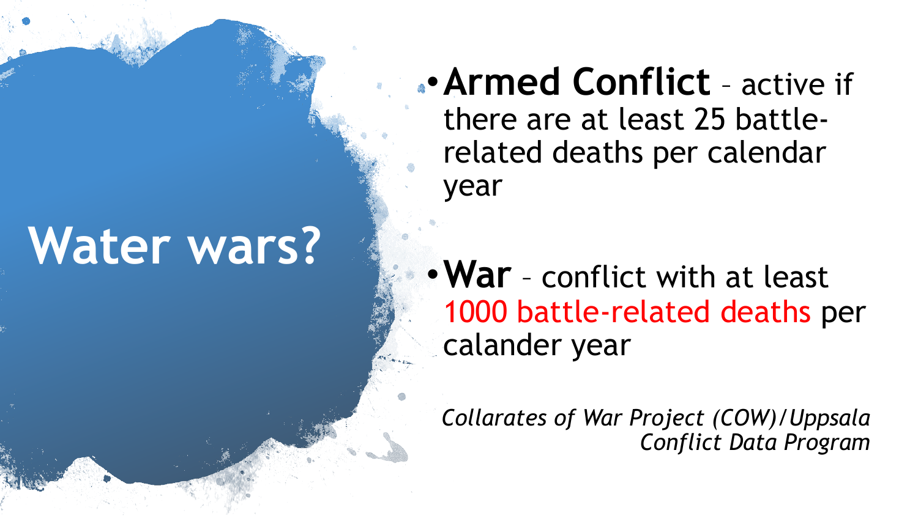# Water wars?

- **Armed Conflict** – active if there are at least 25 battle-related deaths per calendar year

- **War** – conflict with at least 1000 battle-related deaths per calander year

*Collarates of War Project (COW)/Uppsala Conflict Data Program*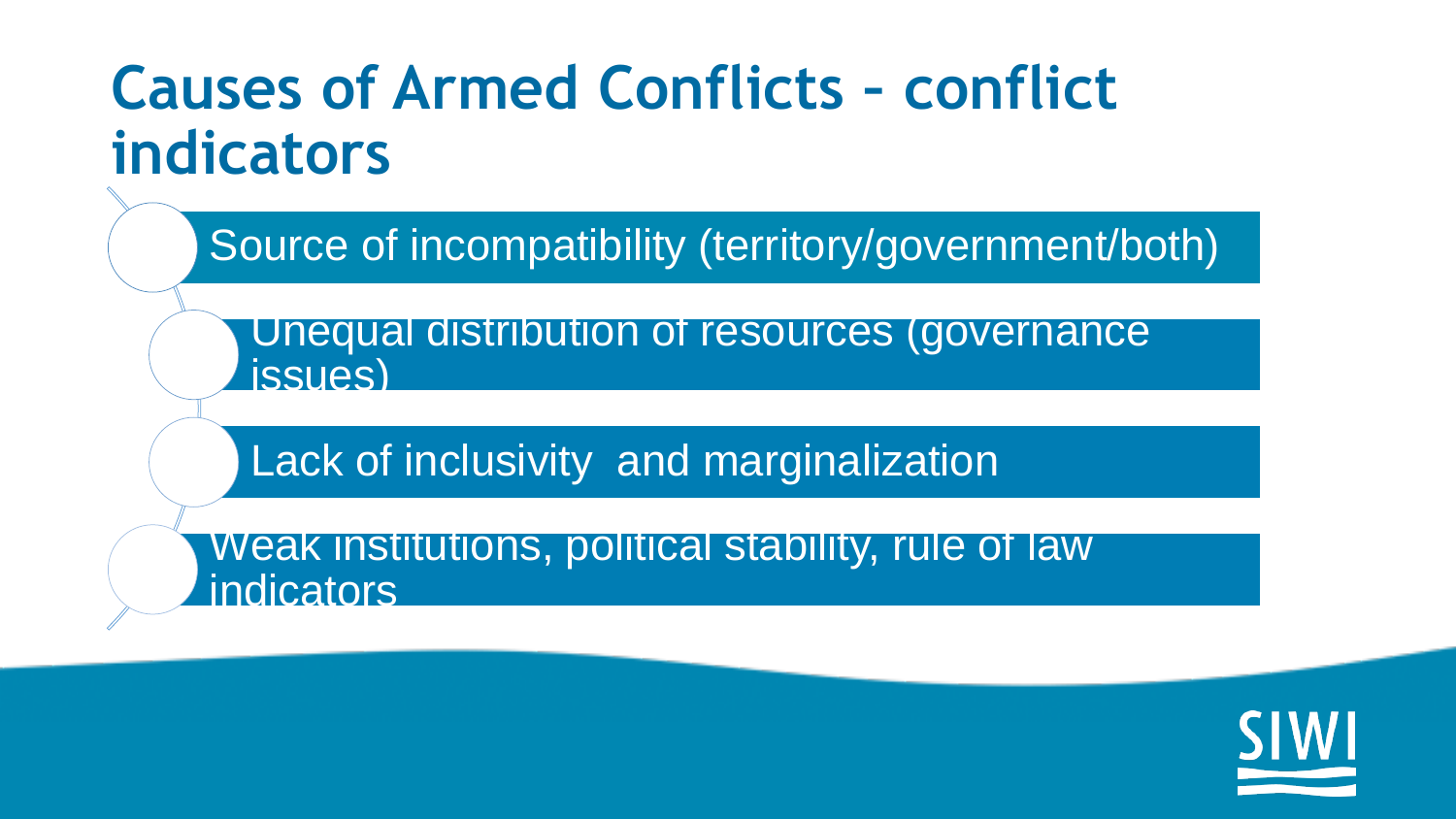# Causes of Armed Conflicts – conflict indicators

- Source of incompatibility (territory/government/both)
- Unequal distribution of resources (governance issues)
- Lack of inclusivity and marginalization
- Weak institutions, political stability, rule of law indicators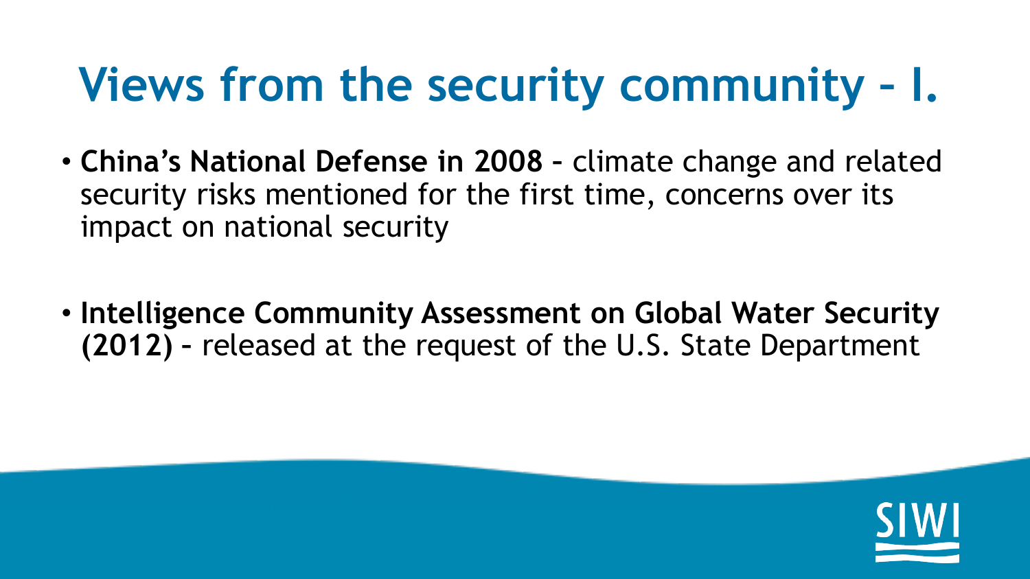# Views from the security community – I.

- **China's National Defense in 2008 –** climate change and related security risks mentioned for the first time, concerns over its impact on national security

- **Intelligence Community Assessment on Global Water Security (2012) –** released at the request of the U.S. State Department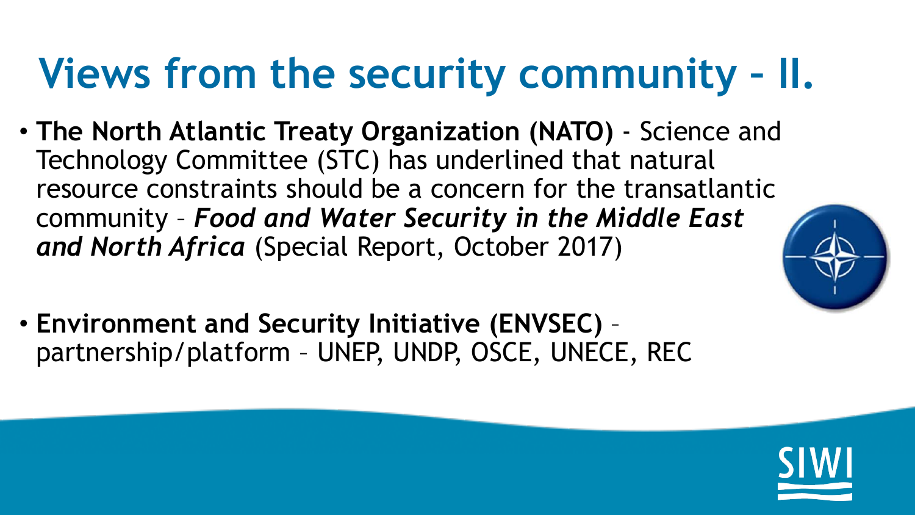# Views from the security community – II.

- **The North Atlantic Treaty Organization (NATO)** - Science and Technology Committee (STC) has underlined that natural resource constraints should be a concern for the transatlantic community – ***Food and Water Security in the Middle East and North Africa*** (Special Report, October 2017)

- **Environment and Security Initiative (ENVSEC)** – partnership/platform – UNEP, UNDP, OSCE, UNECE, REC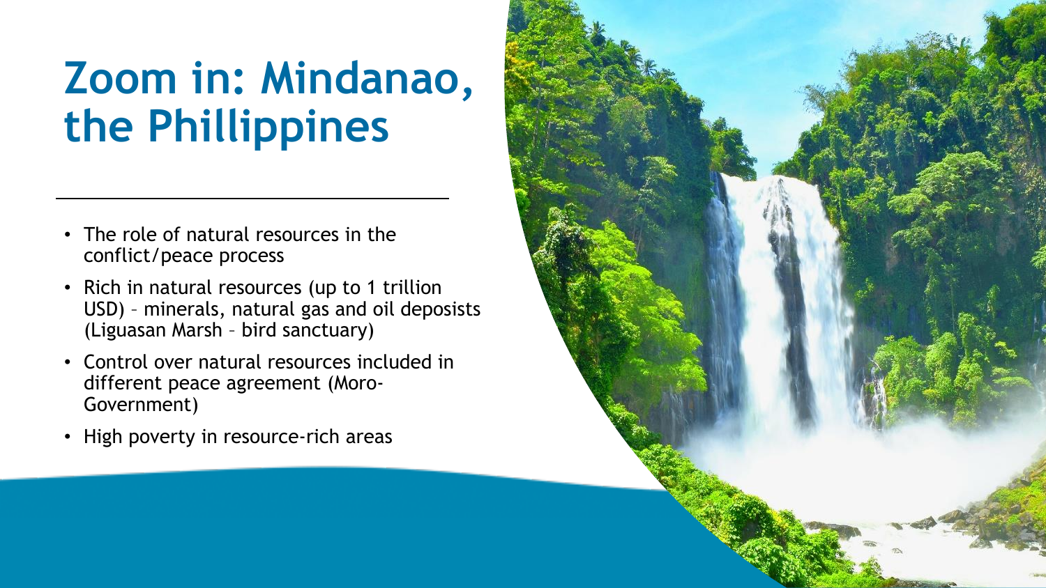# Zoom in: Mindanao, the Phillippines

- The role of natural resources in the conflict/peace process
- Rich in natural resources (up to 1 trillion USD) – minerals, natural gas and oil deposists (Liguasan Marsh – bird sanctuary)
- Control over natural resources included in different peace agreement (Moro-Government)
- High poverty in resource-rich areas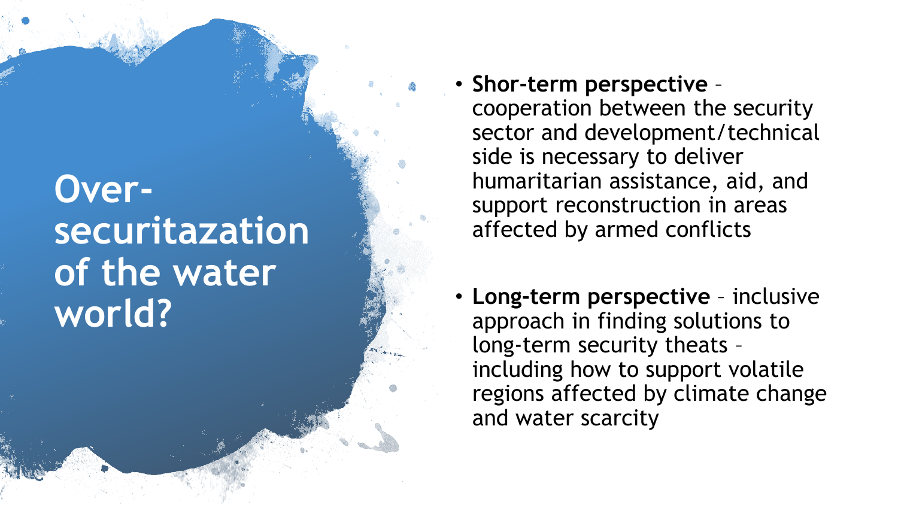# Over-securitazation of the water world?

- **Shor-term perspective** – cooperation between the security sector and development/technical side is necessary to deliver humaritarian assistance, aid, and support reconstruction in areas affected by armed conflicts

- **Long-term perspective** – inclusive approach in finding solutions to long-term security theats – including how to support volatile regions affected by climate change and water scarcity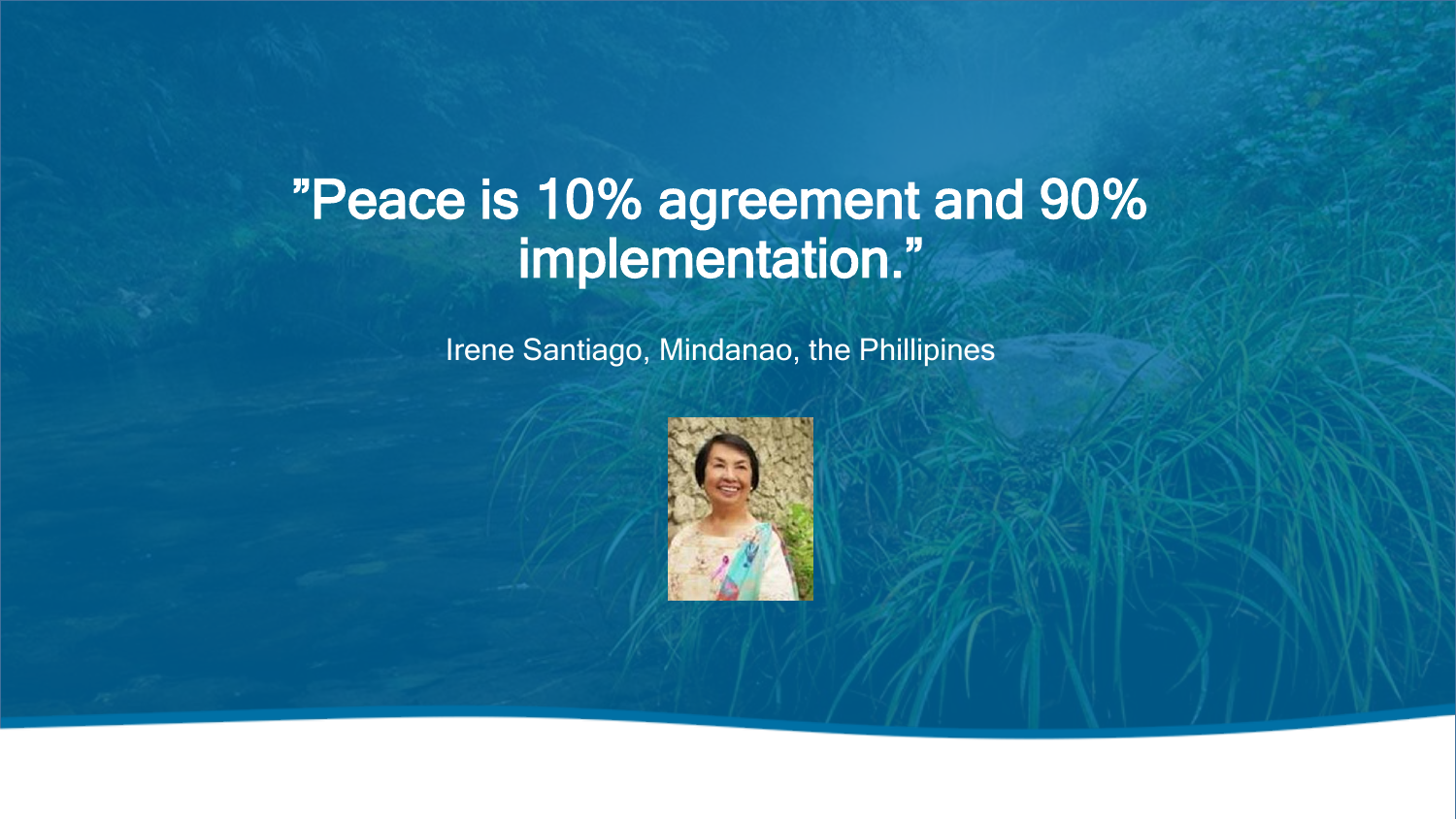"Peace is 10% agreement and 90% implementation."

Irene Santiago, Mindanao, the Phillipines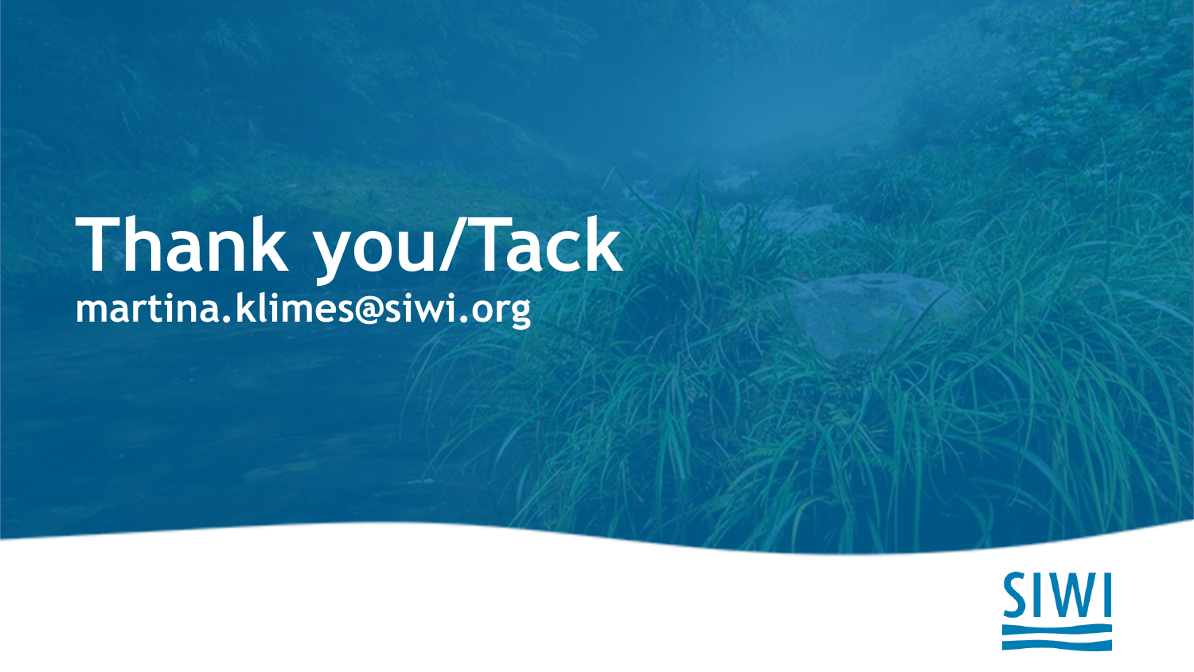# Thank you/Tack

**martina.klimes@siwi.org**